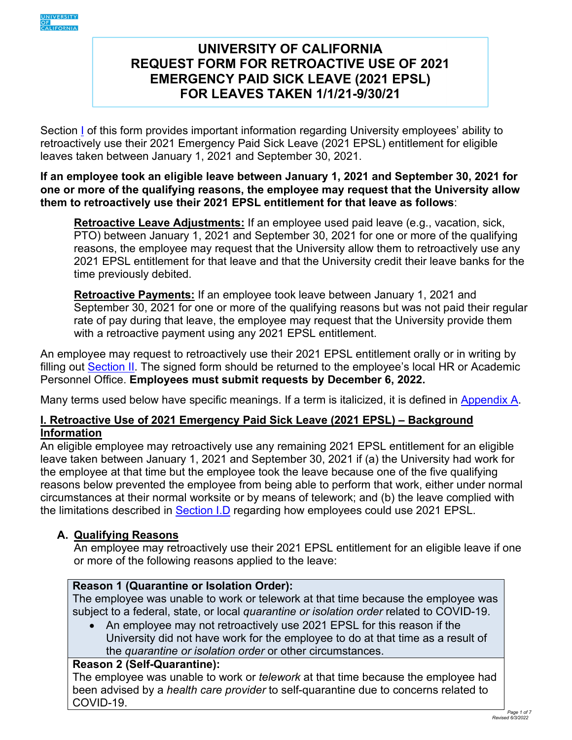# UNIVERSITY OF CALIFORNIA REQUEST FORM FOR RETROACTIVE USE OF 2021 EMERGENCY PAID SICK LEAVE (2021 EPSL) FOR LEAVES TAKEN 1/1/21-9/30/21

Section I of this form provides important information regarding University employees' ability to retroactively use their 2021 Emergency Paid Sick Leave (2021 EPSL) entitlement for eligible leaves taken between January 1, 2021 and September 30, 2021.

**If an employee took an eligible leave between January 1, 2021 and September 30, 2021 for one or more of the qualifying reasons, the employee may request that the University allow them to retroactively use their 2021 EPSL entitlement for that leave as follows**:

> **Retroactive Leave Adjustments:** If an employee used paid leave (e.g., vacation, sick, PTO) between January 1, 2021 and September 30, 2021 for one or more of the qualifying reasons, the employee may request that the University allow them to retroactively use any 2021 EPSL entitlement for that leave and that the University credit their leave banks for the time previously debited.
>
> **Retroactive Payments:** If an employee took leave between January 1, 2021 and September 30, 2021 for one or more of the qualifying reasons but was not paid their regular rate of pay during that leave, the employee may request that the University provide them with a retroactive payment using any 2021 EPSL entitlement.

An employee may request to retroactively use their 2021 EPSL entitlement orally or in writing by filling out Section II. The signed form should be returned to the employee's local HR or Academic Personnel Office. **Employees must submit requests by December 6, 2022.**

Many terms used below have specific meanings. If a term is italicized, it is defined in Appendix A.

## I. Retroactive Use of 2021 Emergency Paid Sick Leave (2021 EPSL) – Background Information

An eligible employee may retroactively use any remaining 2021 EPSL entitlement for an eligible leave taken between January 1, 2021 and September 30, 2021 if (a) the University had work for the employee at that time but the employee took the leave because one of the five qualifying reasons below prevented the employee from being able to perform that work, either under normal circumstances at their normal worksite or by means of telework; and (b) the leave complied with the limitations described in Section I.D regarding how employees could use 2021 EPSL.

### A. Qualifying Reasons

An employee may retroactively use their 2021 EPSL entitlement for an eligible leave if one or more of the following reasons applied to the leave:

**Reason 1 (Quarantine or Isolation Order):**
The employee was unable to work or telework at that time because the employee was subject to a federal, state, or local *quarantine or isolation order* related to COVID-19.

- An employee may not retroactively use 2021 EPSL for this reason if the University did not have work for the employee to do at that time as a result of the *quarantine or isolation order* or other circumstances.

**Reason 2 (Self-Quarantine):**
The employee was unable to work or *telework* at that time because the employee had been advised by a *health care provider* to self-quarantine due to concerns related to COVID-19.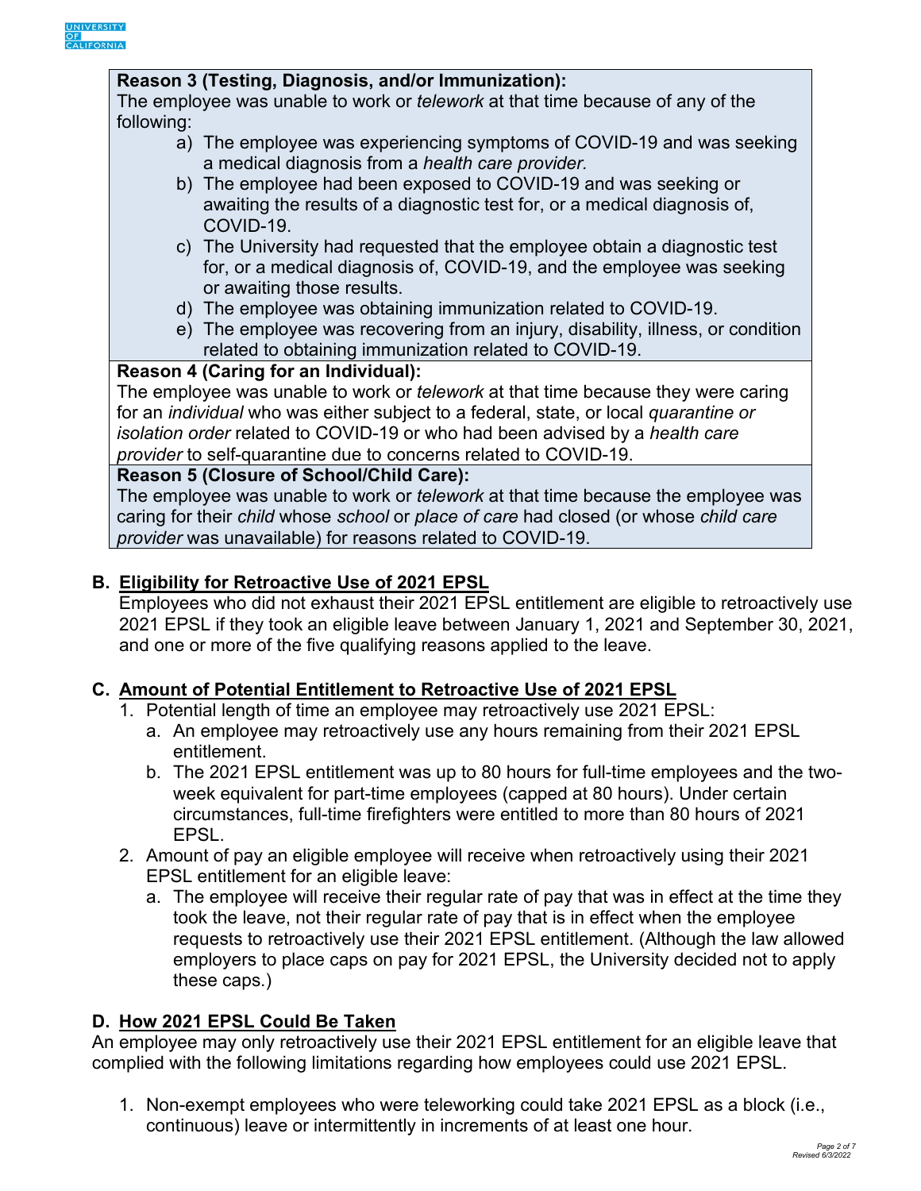**Reason 3 (Testing, Diagnosis, and/or Immunization):**
The employee was unable to work or *telework* at that time because of any of the following:

a) The employee was experiencing symptoms of COVID-19 and was seeking a medical diagnosis from a *health care provider.*
b) The employee had been exposed to COVID-19 and was seeking or awaiting the results of a diagnostic test for, or a medical diagnosis of, COVID-19.
c) The University had requested that the employee obtain a diagnostic test for, or a medical diagnosis of, COVID-19, and the employee was seeking or awaiting those results.
d) The employee was obtaining immunization related to COVID-19.
e) The employee was recovering from an injury, disability, illness, or condition related to obtaining immunization related to COVID-19.

**Reason 4 (Caring for an Individual):**
The employee was unable to work or *telework* at that time because they were caring for an *individual* who was either subject to a federal, state, or local *quarantine or isolation order* related to COVID-19 or who had been advised by a *health care provider* to self-quarantine due to concerns related to COVID-19.

**Reason 5 (Closure of School/Child Care):**
The employee was unable to work or *telework* at that time because the employee was caring for their *child* whose *school* or *place of care* had closed (or whose *child care provider* was unavailable) for reasons related to COVID-19.

## B. Eligibility for Retroactive Use of 2021 EPSL

Employees who did not exhaust their 2021 EPSL entitlement are eligible to retroactively use 2021 EPSL if they took an eligible leave between January 1, 2021 and September 30, 2021, and one or more of the five qualifying reasons applied to the leave.

## C. Amount of Potential Entitlement to Retroactive Use of 2021 EPSL

1. Potential length of time an employee may retroactively use 2021 EPSL:
   a. An employee may retroactively use any hours remaining from their 2021 EPSL entitlement.
   b. The 2021 EPSL entitlement was up to 80 hours for full-time employees and the two-week equivalent for part-time employees (capped at 80 hours). Under certain circumstances, full-time firefighters were entitled to more than 80 hours of 2021 EPSL.
2. Amount of pay an eligible employee will receive when retroactively using their 2021 EPSL entitlement for an eligible leave:
   a. The employee will receive their regular rate of pay that was in effect at the time they took the leave, not their regular rate of pay that is in effect when the employee requests to retroactively use their 2021 EPSL entitlement. (Although the law allowed employers to place caps on pay for 2021 EPSL, the University decided not to apply these caps.)

## D. How 2021 EPSL Could Be Taken

An employee may only retroactively use their 2021 EPSL entitlement for an eligible leave that complied with the following limitations regarding how employees could use 2021 EPSL.

1. Non-exempt employees who were teleworking could take 2021 EPSL as a block (i.e., continuous) leave or intermittently in increments of at least one hour.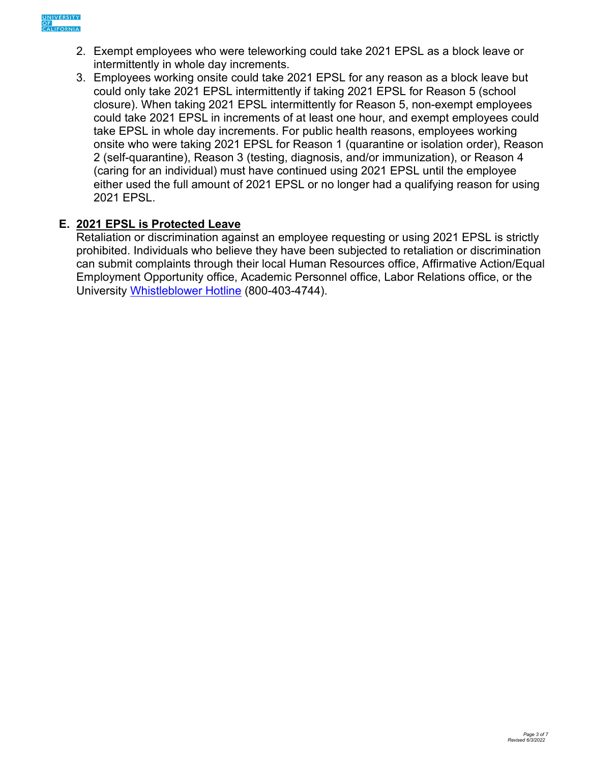2. Exempt employees who were teleworking could take 2021 EPSL as a block leave or intermittently in whole day increments.
3. Employees working onsite could take 2021 EPSL for any reason as a block leave but could only take 2021 EPSL intermittently if taking 2021 EPSL for Reason 5 (school closure). When taking 2021 EPSL intermittently for Reason 5, non-exempt employees could take 2021 EPSL in increments of at least one hour, and exempt employees could take EPSL in whole day increments. For public health reasons, employees working onsite who were taking 2021 EPSL for Reason 1 (quarantine or isolation order), Reason 2 (self-quarantine), Reason 3 (testing, diagnosis, and/or immunization), or Reason 4 (caring for an individual) must have continued using 2021 EPSL until the employee either used the full amount of 2021 EPSL or no longer had a qualifying reason for using 2021 EPSL.

## E. 2021 EPSL is Protected Leave

Retaliation or discrimination against an employee requesting or using 2021 EPSL is strictly prohibited. Individuals who believe they have been subjected to retaliation or discrimination can submit complaints through their local Human Resources office, Affirmative Action/Equal Employment Opportunity office, Academic Personnel office, Labor Relations office, or the University Whistleblower Hotline (800-403-4744).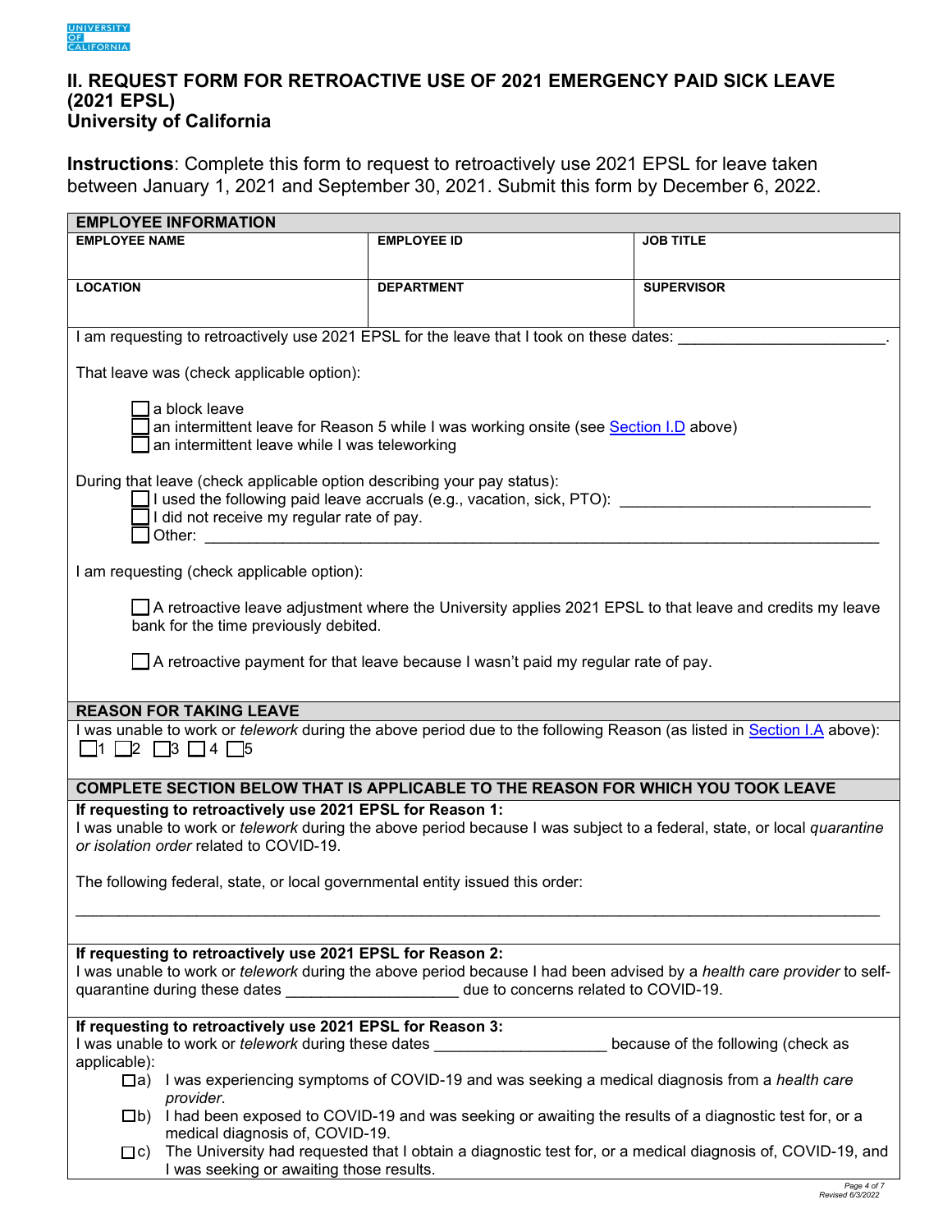# II. REQUEST FORM FOR RETROACTIVE USE OF 2021 EMERGENCY PAID SICK LEAVE (2021 EPSL)
## University of California

**Instructions**: Complete this form to request to retroactively use 2021 EPSL for leave taken between January 1, 2021 and September 30, 2021. Submit this form by December 6, 2022.

| **EMPLOYEE INFORMATION** | | |
|---|---|---|
| **EMPLOYEE NAME** | **EMPLOYEE ID** | **JOB TITLE** |
| **LOCATION** | **DEPARTMENT** | **SUPERVISOR** |

I am requesting to retroactively use 2021 EPSL for the leave that I took on these dates: ________________________.

That leave was (check applicable option):

- ☐ a block leave
- ☐ an intermittent leave for Reason 5 while I was working onsite (see Section I.D above)
- ☐ an intermittent leave while I was teleworking

During that leave (check applicable option describing your pay status):

- ☐ I used the following paid leave accruals (e.g., vacation, sick, PTO): ____________________________
- ☐ I did not receive my regular rate of pay.
- ☐ Other: ________________________________________________________________________

I am requesting (check applicable option):

- ☐ A retroactive leave adjustment where the University applies 2021 EPSL to that leave and credits my leave bank for the time previously debited.
- ☐ A retroactive payment for that leave because I wasn't paid my regular rate of pay.

### REASON FOR TAKING LEAVE

I was unable to work or *telework* during the above period due to the following Reason (as listed in Section I.A above):
☐1 ☐2 ☐3 ☐4 ☐5

### COMPLETE SECTION BELOW THAT IS APPLICABLE TO THE REASON FOR WHICH YOU TOOK LEAVE

**If requesting to retroactively use 2021 EPSL for Reason 1:**
I was unable to work or *telework* during the above period because I was subject to a federal, state, or local *quarantine or isolation order* related to COVID-19.

The following federal, state, or local governmental entity issued this order:

______________________________________________________________________________________

**If requesting to retroactively use 2021 EPSL for Reason 2:**
I was unable to work or *telework* during the above period because I had been advised by a *health care provider* to self-quarantine during these dates ____________________ due to concerns related to COVID-19.

**If requesting to retroactively use 2021 EPSL for Reason 3:**
I was unable to work or *telework* during these dates ____________________ because of the following (check as applicable):

- ☐a) I was experiencing symptoms of COVID-19 and was seeking a medical diagnosis from a *health care provider*.
- ☐b) I had been exposed to COVID-19 and was seeking or awaiting the results of a diagnostic test for, or a medical diagnosis of, COVID-19.
- ☐c) The University had requested that I obtain a diagnostic test for, or a medical diagnosis of, COVID-19, and I was seeking or awaiting those results.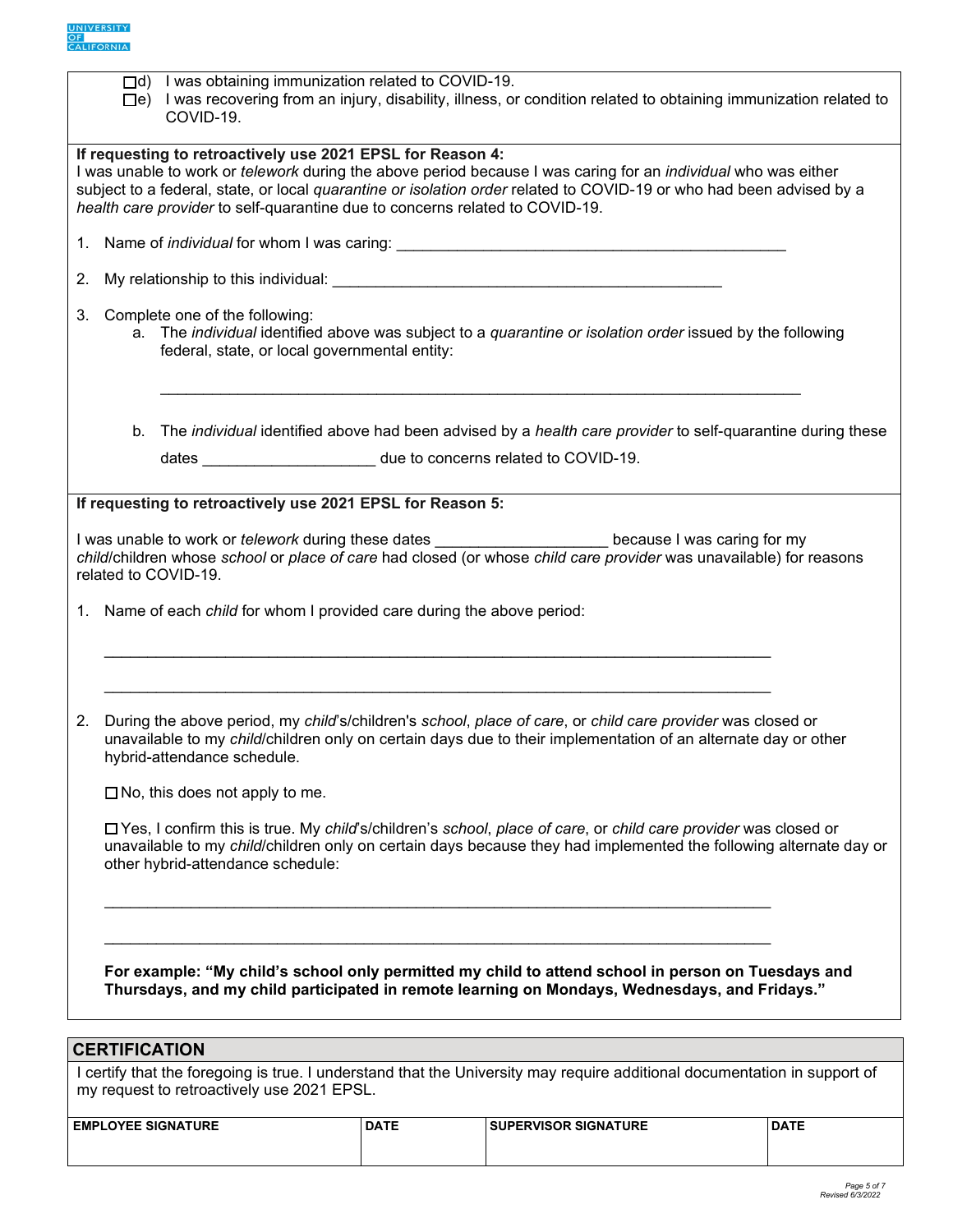☐d) I was obtaining immunization related to COVID-19.

☐e) I was recovering from an injury, disability, illness, or condition related to obtaining immunization related to COVID-19.

**If requesting to retroactively use 2021 EPSL for Reason 4:**

I was unable to work or *telework* during the above period because I was caring for an *individual* who was either subject to a federal, state, or local *quarantine or isolation order* related to COVID-19 or who had been advised by a *health care provider* to self-quarantine due to concerns related to COVID-19.

1. Name of *individual* for whom I was caring: ______________________________________________

2. My relationship to this individual: ______________________________________________

3. Complete one of the following:
   a. The *individual* identified above was subject to a *quarantine or isolation order* issued by the following federal, state, or local governmental entity:

      ______________________________________________________________________________

   b. The *individual* identified above had been advised by a *health care provider* to self-quarantine during these dates ____________________ due to concerns related to COVID-19.

**If requesting to retroactively use 2021 EPSL for Reason 5:**

I was unable to work or *telework* during these dates ____________________ because I was caring for my *child*/children whose *school* or *place of care* had closed (or whose *child care provider* was unavailable) for reasons related to COVID-19.

1. Name of each *child* for whom I provided care during the above period:

   ______________________________________________________________________________

   ______________________________________________________________________________

2. During the above period, my *child*'s/children's *school*, *place of care*, or *child care provider* was closed or unavailable to my *child*/children only on certain days due to their implementation of an alternate day or other hybrid-attendance schedule.

   ☐ No, this does not apply to me.

   ☐ Yes, I confirm this is true. My *child*'s/children's *school*, *place of care*, or *child care provider* was closed or unavailable to my *child*/children only on certain days because they had implemented the following alternate day or other hybrid-attendance schedule:

   ______________________________________________________________________________

   ______________________________________________________________________________

   **For example: "My child's school only permitted my child to attend school in person on Tuesdays and Thursdays, and my child participated in remote learning on Mondays, Wednesdays, and Fridays."**

## CERTIFICATION

I certify that the foregoing is true. I understand that the University may require additional documentation in support of my request to retroactively use 2021 EPSL.

| EMPLOYEE SIGNATURE | DATE | SUPERVISOR SIGNATURE | DATE |
| --- | --- | --- | --- |
| | | | |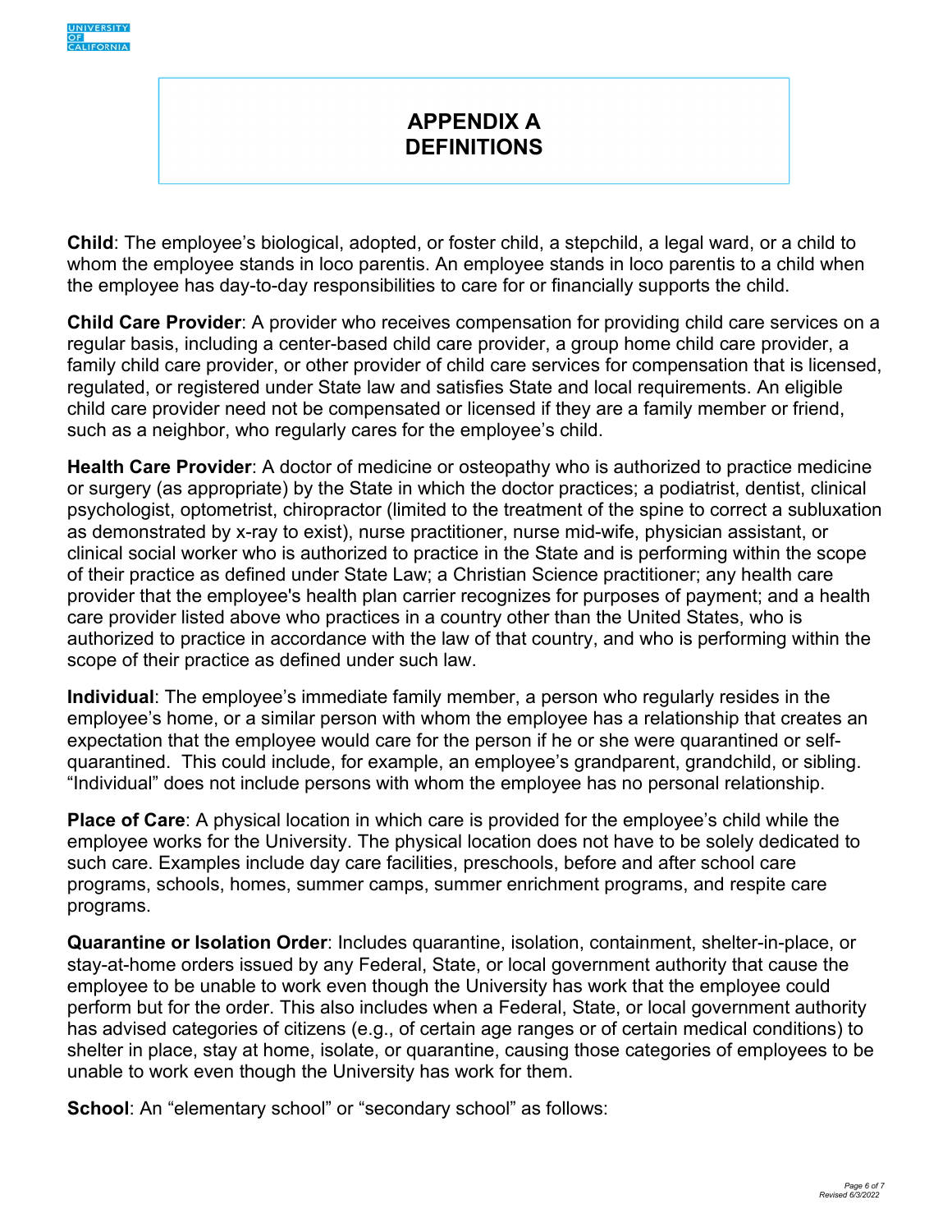# APPENDIX A
# DEFINITIONS

**Child**: The employee's biological, adopted, or foster child, a stepchild, a legal ward, or a child to whom the employee stands in loco parentis. An employee stands in loco parentis to a child when the employee has day-to-day responsibilities to care for or financially supports the child.

**Child Care Provider**: A provider who receives compensation for providing child care services on a regular basis, including a center-based child care provider, a group home child care provider, a family child care provider, or other provider of child care services for compensation that is licensed, regulated, or registered under State law and satisfies State and local requirements. An eligible child care provider need not be compensated or licensed if they are a family member or friend, such as a neighbor, who regularly cares for the employee's child.

**Health Care Provider**: A doctor of medicine or osteopathy who is authorized to practice medicine or surgery (as appropriate) by the State in which the doctor practices; a podiatrist, dentist, clinical psychologist, optometrist, chiropractor (limited to the treatment of the spine to correct a subluxation as demonstrated by x-ray to exist), nurse practitioner, nurse mid-wife, physician assistant, or clinical social worker who is authorized to practice in the State and is performing within the scope of their practice as defined under State Law; a Christian Science practitioner; any health care provider that the employee's health plan carrier recognizes for purposes of payment; and a health care provider listed above who practices in a country other than the United States, who is authorized to practice in accordance with the law of that country, and who is performing within the scope of their practice as defined under such law.

**Individual**: The employee's immediate family member, a person who regularly resides in the employee's home, or a similar person with whom the employee has a relationship that creates an expectation that the employee would care for the person if he or she were quarantined or self-quarantined. This could include, for example, an employee's grandparent, grandchild, or sibling. "Individual" does not include persons with whom the employee has no personal relationship.

**Place of Care**: A physical location in which care is provided for the employee's child while the employee works for the University. The physical location does not have to be solely dedicated to such care. Examples include day care facilities, preschools, before and after school care programs, schools, homes, summer camps, summer enrichment programs, and respite care programs.

**Quarantine or Isolation Order**: Includes quarantine, isolation, containment, shelter-in-place, or stay-at-home orders issued by any Federal, State, or local government authority that cause the employee to be unable to work even though the University has work that the employee could perform but for the order. This also includes when a Federal, State, or local government authority has advised categories of citizens (e.g., of certain age ranges or of certain medical conditions) to shelter in place, stay at home, isolate, or quarantine, causing those categories of employees to be unable to work even though the University has work for them.

**School**: An "elementary school" or "secondary school" as follows: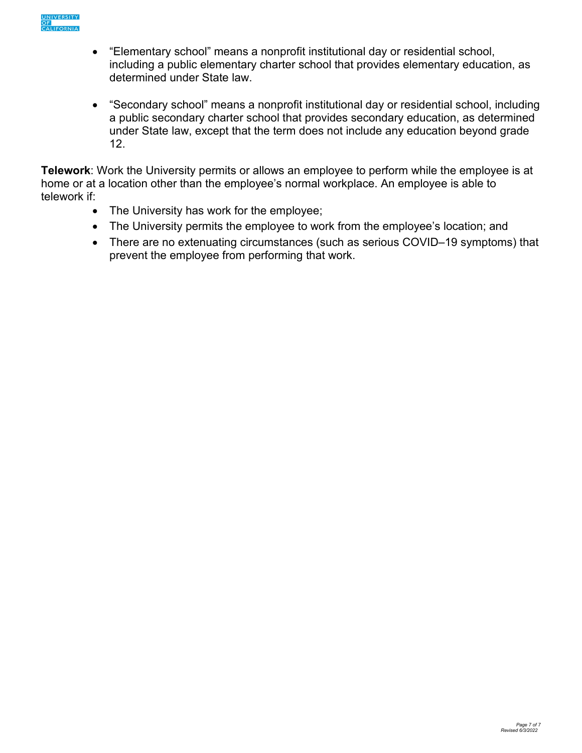- "Elementary school" means a nonprofit institutional day or residential school, including a public elementary charter school that provides elementary education, as determined under State law.

- "Secondary school" means a nonprofit institutional day or residential school, including a public secondary charter school that provides secondary education, as determined under State law, except that the term does not include any education beyond grade 12.

**Telework**: Work the University permits or allows an employee to perform while the employee is at home or at a location other than the employee's normal workplace. An employee is able to telework if:

- The University has work for the employee;
- The University permits the employee to work from the employee's location; and
- There are no extenuating circumstances (such as serious COVID–19 symptoms) that prevent the employee from performing that work.